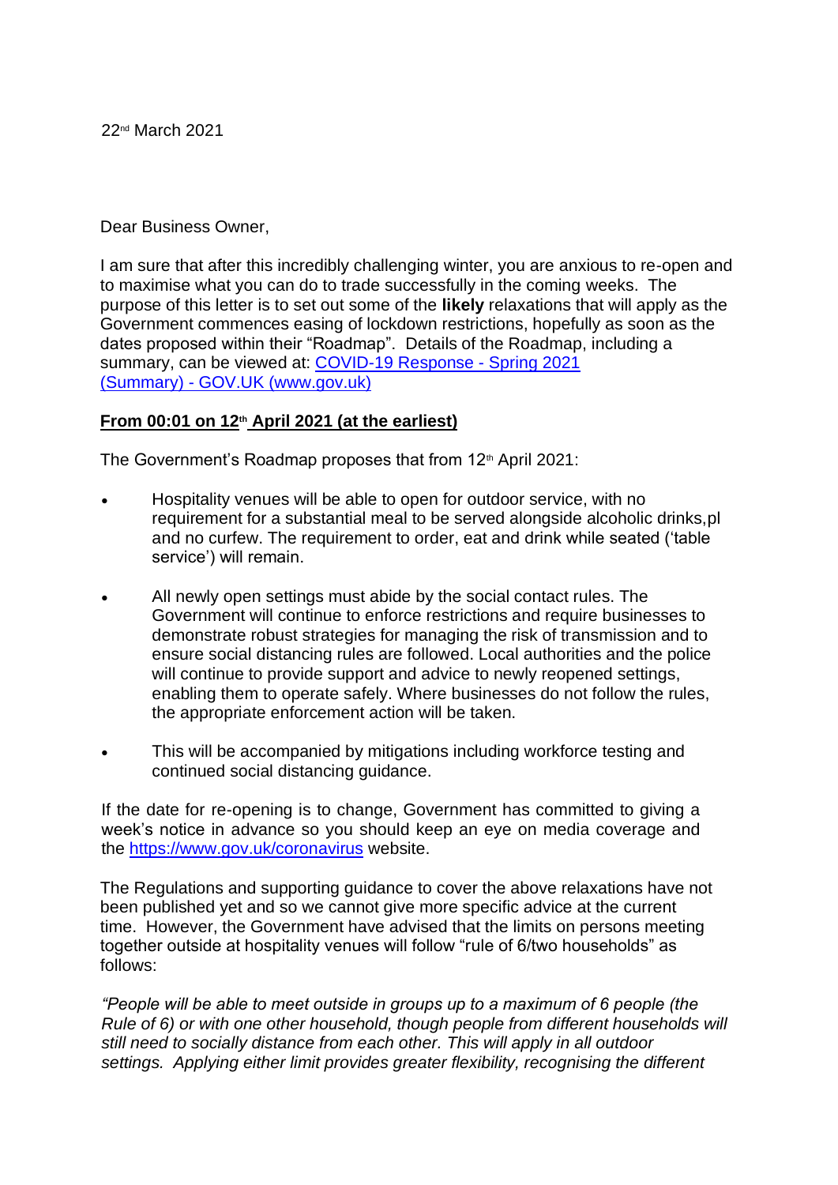22nd March 2021

Dear Business Owner,

I am sure that after this incredibly challenging winter, you are anxious to re-open and to maximise what you can do to trade successfully in the coming weeks. The purpose of this letter is to set out some of the **likely** relaxations that will apply as the Government commences easing of lockdown restrictions, hopefully as soon as the dates proposed within their "Roadmap". Details of the Roadmap, including a summary, can be viewed at: [COVID-19 Response - Spring 2021 (Summary) - GOV.UK (www.gov.uk)]

**From 00:01 on 12th April 2021 (at the earliest)**

The Government's Roadmap proposes that from 12th April 2021:

- Hospitality venues will be able to open for outdoor service, with no requirement for a substantial meal to be served alongside alcoholic drinks,pl and no curfew. The requirement to order, eat and drink while seated ('table service') will remain.
- All newly open settings must abide by the social contact rules. The Government will continue to enforce restrictions and require businesses to demonstrate robust strategies for managing the risk of transmission and to ensure social distancing rules are followed. Local authorities and the police will continue to provide support and advice to newly reopened settings, enabling them to operate safely. Where businesses do not follow the rules, the appropriate enforcement action will be taken.
- This will be accompanied by mitigations including workforce testing and continued social distancing guidance.

If the date for re-opening is to change, Government has committed to giving a week's notice in advance so you should keep an eye on media coverage and the https://www.gov.uk/coronavirus website.

The Regulations and supporting guidance to cover the above relaxations have not been published yet and so we cannot give more specific advice at the current time. However, the Government have advised that the limits on persons meeting together outside at hospitality venues will follow "rule of 6/two households" as follows:

*"People will be able to meet outside in groups up to a maximum of 6 people (the Rule of 6) or with one other household, though people from different households will still need to socially distance from each other. This will apply in all outdoor settings. Applying either limit provides greater flexibility, recognising the different*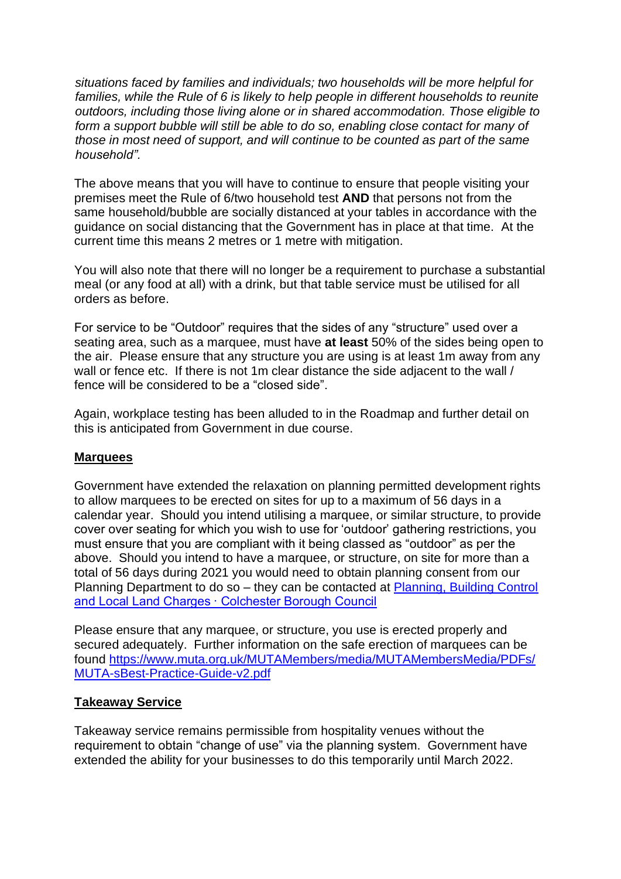*situations faced by families and individuals; two households will be more helpful for families, while the Rule of 6 is likely to help people in different households to reunite outdoors, including those living alone or in shared accommodation. Those eligible to form a support bubble will still be able to do so, enabling close contact for many of those in most need of support, and will continue to be counted as part of the same household".*

The above means that you will have to continue to ensure that people visiting your premises meet the Rule of 6/two household test **AND** that persons not from the same household/bubble are socially distanced at your tables in accordance with the guidance on social distancing that the Government has in place at that time. At the current time this means 2 metres or 1 metre with mitigation.

You will also note that there will no longer be a requirement to purchase a substantial meal (or any food at all) with a drink, but that table service must be utilised for all orders as before.

For service to be "Outdoor" requires that the sides of any "structure" used over a seating area, such as a marquee, must have **at least** 50% of the sides being open to the air. Please ensure that any structure you are using is at least 1m away from any wall or fence etc. If there is not 1m clear distance the side adjacent to the wall / fence will be considered to be a "closed side".

Again, workplace testing has been alluded to in the Roadmap and further detail on this is anticipated from Government in due course.

**Marquees**

Government have extended the relaxation on planning permitted development rights to allow marquees to be erected on sites for up to a maximum of 56 days in a calendar year. Should you intend utilising a marquee, or similar structure, to provide cover over seating for which you wish to use for 'outdoor' gathering restrictions, you must ensure that you are compliant with it being classed as "outdoor" as per the above. Should you intend to have a marquee, or structure, on site for more than a total of 56 days during 2021 you would need to obtain planning consent from our Planning Department to do so – they can be contacted at [Planning, Building Control and Local Land Charges · Colchester Borough Council]()

Please ensure that any marquee, or structure, you use is erected properly and secured adequately. Further information on the safe erection of marquees can be found [https://www.muta.org.uk/MUTAMembers/media/MUTAMembersMedia/PDFs/MUTA-sBest-Practice-Guide-v2.pdf](https://www.muta.org.uk/MUTAMembers/media/MUTAMembersMedia/PDFs/MUTA-sBest-Practice-Guide-v2.pdf)

**Takeaway Service**

Takeaway service remains permissible from hospitality venues without the requirement to obtain "change of use" via the planning system. Government have extended the ability for your businesses to do this temporarily until March 2022.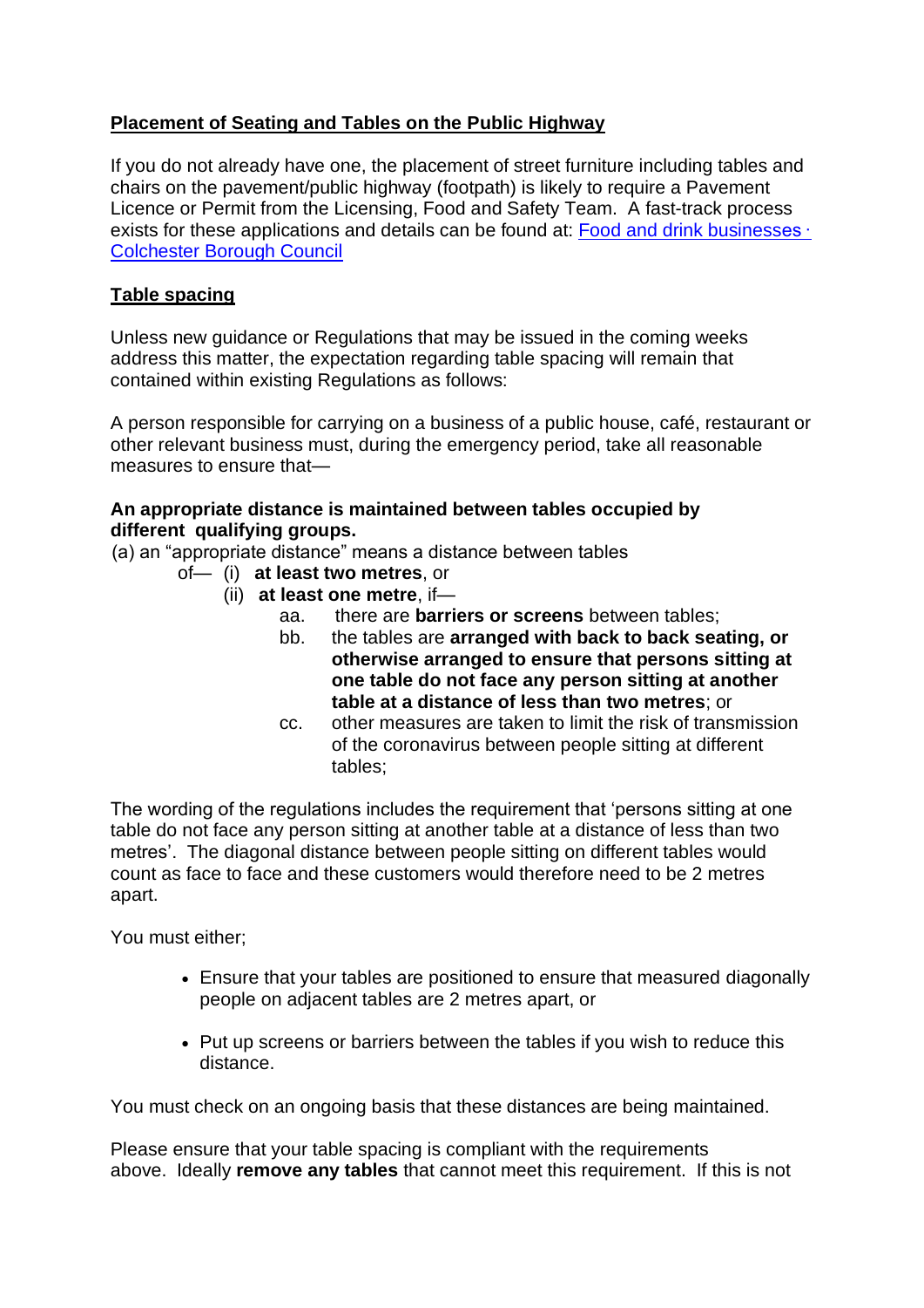**Placement of Seating and Tables on the Public Highway**

If you do not already have one, the placement of street furniture including tables and chairs on the pavement/public highway (footpath) is likely to require a Pavement Licence or Permit from the Licensing, Food and Safety Team. A fast-track process exists for these applications and details can be found at: [Food and drink businesses · Colchester Borough Council]()

**Table spacing**

Unless new guidance or Regulations that may be issued in the coming weeks address this matter, the expectation regarding table spacing will remain that contained within existing Regulations as follows:

A person responsible for carrying on a business of a public house, café, restaurant or other relevant business must, during the emergency period, take all reasonable measures to ensure that—

**An appropriate distance is maintained between tables occupied by different qualifying groups.**

(a) an "appropriate distance" means a distance between tables of—
- (i) **at least two metres**, or
- (ii) **at least one metre**, if—
  - aa. there are **barriers or screens** between tables;
  - bb. the tables are **arranged with back to back seating, or otherwise arranged to ensure that persons sitting at one table do not face any person sitting at another table at a distance of less than two metres**; or
  - cc. other measures are taken to limit the risk of transmission of the coronavirus between people sitting at different tables;

The wording of the regulations includes the requirement that 'persons sitting at one table do not face any person sitting at another table at a distance of less than two metres'. The diagonal distance between people sitting on different tables would count as face to face and these customers would therefore need to be 2 metres apart.

You must either;

- Ensure that your tables are positioned to ensure that measured diagonally people on adjacent tables are 2 metres apart, or
- Put up screens or barriers between the tables if you wish to reduce this distance.

You must check on an ongoing basis that these distances are being maintained.

Please ensure that your table spacing is compliant with the requirements above. Ideally **remove any tables** that cannot meet this requirement. If this is not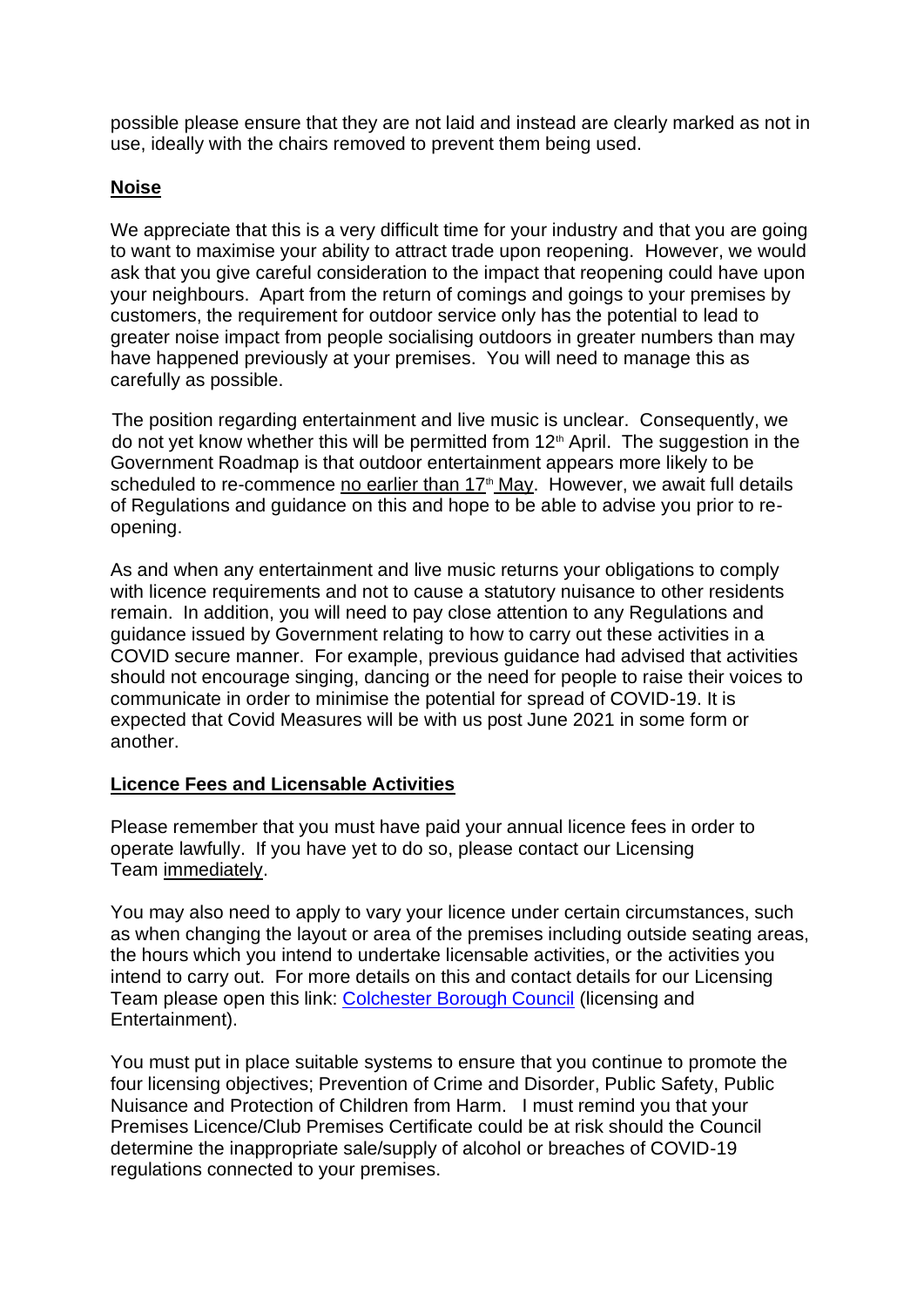possible please ensure that they are not laid and instead are clearly marked as not in use, ideally with the chairs removed to prevent them being used.

**Noise**

We appreciate that this is a very difficult time for your industry and that you are going to want to maximise your ability to attract trade upon reopening. However, we would ask that you give careful consideration to the impact that reopening could have upon your neighbours. Apart from the return of comings and goings to your premises by customers, the requirement for outdoor service only has the potential to lead to greater noise impact from people socialising outdoors in greater numbers than may have happened previously at your premises. You will need to manage this as carefully as possible.

The position regarding entertainment and live music is unclear. Consequently, we do not yet know whether this will be permitted from 12th April. The suggestion in the Government Roadmap is that outdoor entertainment appears more likely to be scheduled to re-commence no earlier than 17th May. However, we await full details of Regulations and guidance on this and hope to be able to advise you prior to re-opening.

As and when any entertainment and live music returns your obligations to comply with licence requirements and not to cause a statutory nuisance to other residents remain. In addition, you will need to pay close attention to any Regulations and guidance issued by Government relating to how to carry out these activities in a COVID secure manner. For example, previous guidance had advised that activities should not encourage singing, dancing or the need for people to raise their voices to communicate in order to minimise the potential for spread of COVID-19. It is expected that Covid Measures will be with us post June 2021 in some form or another.

**Licence Fees and Licensable Activities**

Please remember that you must have paid your annual licence fees in order to operate lawfully. If you have yet to do so, please contact our Licensing Team immediately.

You may also need to apply to vary your licence under certain circumstances, such as when changing the layout or area of the premises including outside seating areas, the hours which you intend to undertake licensable activities, or the activities you intend to carry out. For more details on this and contact details for our Licensing Team please open this link: Colchester Borough Council (licensing and Entertainment).

You must put in place suitable systems to ensure that you continue to promote the four licensing objectives; Prevention of Crime and Disorder, Public Safety, Public Nuisance and Protection of Children from Harm. I must remind you that your Premises Licence/Club Premises Certificate could be at risk should the Council determine the inappropriate sale/supply of alcohol or breaches of COVID-19 regulations connected to your premises.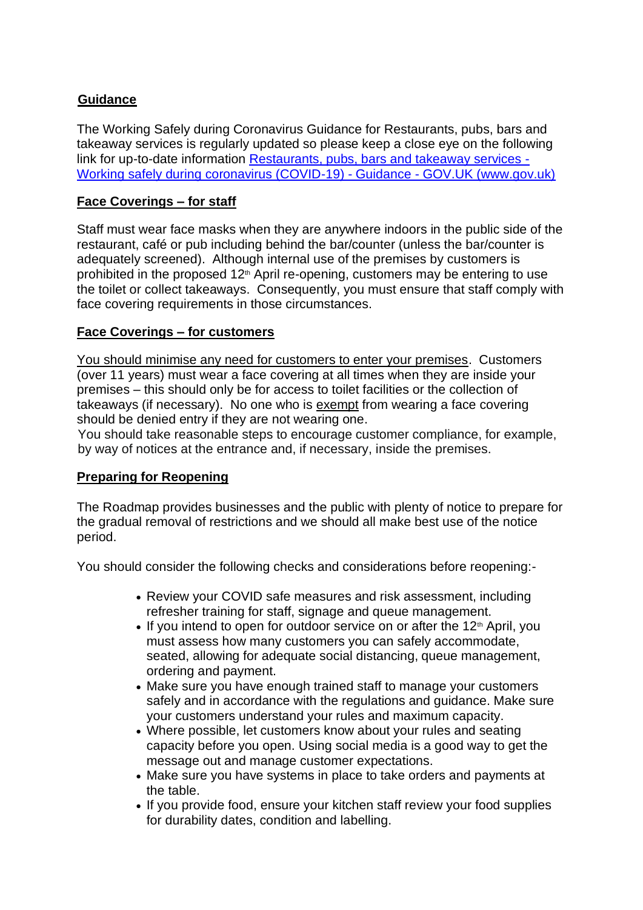**Guidance**

The Working Safely during Coronavirus Guidance for Restaurants, pubs, bars and takeaway services is regularly updated so please keep a close eye on the following link for up-to-date information [Restaurants, pubs, bars and takeaway services - Working safely during coronavirus (COVID-19) - Guidance - GOV.UK (www.gov.uk)]

**Face Coverings – for staff**

Staff must wear face masks when they are anywhere indoors in the public side of the restaurant, café or pub including behind the bar/counter (unless the bar/counter is adequately screened). Although internal use of the premises by customers is prohibited in the proposed 12th April re-opening, customers may be entering to use the toilet or collect takeaways. Consequently, you must ensure that staff comply with face covering requirements in those circumstances.

**Face Coverings – for customers**

You should minimise any need for customers to enter your premises. Customers (over 11 years) must wear a face covering at all times when they are inside your premises – this should only be for access to toilet facilities or the collection of takeaways (if necessary). No one who is exempt from wearing a face covering should be denied entry if they are not wearing one.
You should take reasonable steps to encourage customer compliance, for example, by way of notices at the entrance and, if necessary, inside the premises.

**Preparing for Reopening**

The Roadmap provides businesses and the public with plenty of notice to prepare for the gradual removal of restrictions and we should all make best use of the notice period.

You should consider the following checks and considerations before reopening:-

- Review your COVID safe measures and risk assessment, including refresher training for staff, signage and queue management.
- If you intend to open for outdoor service on or after the 12th April, you must assess how many customers you can safely accommodate, seated, allowing for adequate social distancing, queue management, ordering and payment.
- Make sure you have enough trained staff to manage your customers safely and in accordance with the regulations and guidance. Make sure your customers understand your rules and maximum capacity.
- Where possible, let customers know about your rules and seating capacity before you open. Using social media is a good way to get the message out and manage customer expectations.
- Make sure you have systems in place to take orders and payments at the table.
- If you provide food, ensure your kitchen staff review your food supplies for durability dates, condition and labelling.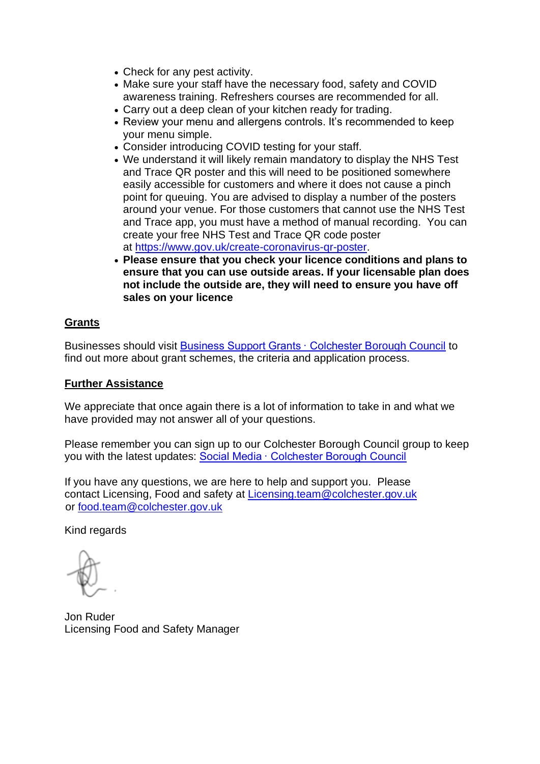- Check for any pest activity.
- Make sure your staff have the necessary food, safety and COVID awareness training. Refreshers courses are recommended for all.
- Carry out a deep clean of your kitchen ready for trading.
- Review your menu and allergens controls. It's recommended to keep your menu simple.
- Consider introducing COVID testing for your staff.
- We understand it will likely remain mandatory to display the NHS Test and Trace QR poster and this will need to be positioned somewhere easily accessible for customers and where it does not cause a pinch point for queuing. You are advised to display a number of the posters around your venue. For those customers that cannot use the NHS Test and Trace app, you must have a method of manual recording. You can create your free NHS Test and Trace QR code poster at https://www.gov.uk/create-coronavirus-qr-poster.
- **Please ensure that you check your licence conditions and plans to ensure that you can use outside areas. If your licensable plan does not include the outside are, they will need to ensure you have off sales on your licence**

## Grants

Businesses should visit Business Support Grants · Colchester Borough Council to find out more about grant schemes, the criteria and application process.

## Further Assistance

We appreciate that once again there is a lot of information to take in and what we have provided may not answer all of your questions.

Please remember you can sign up to our Colchester Borough Council group to keep you with the latest updates: Social Media · Colchester Borough Council

If you have any questions, we are here to help and support you. Please contact Licensing, Food and safety at Licensing.team@colchester.gov.uk or food.team@colchester.gov.uk

Kind regards

Jon Ruder
Licensing Food and Safety Manager